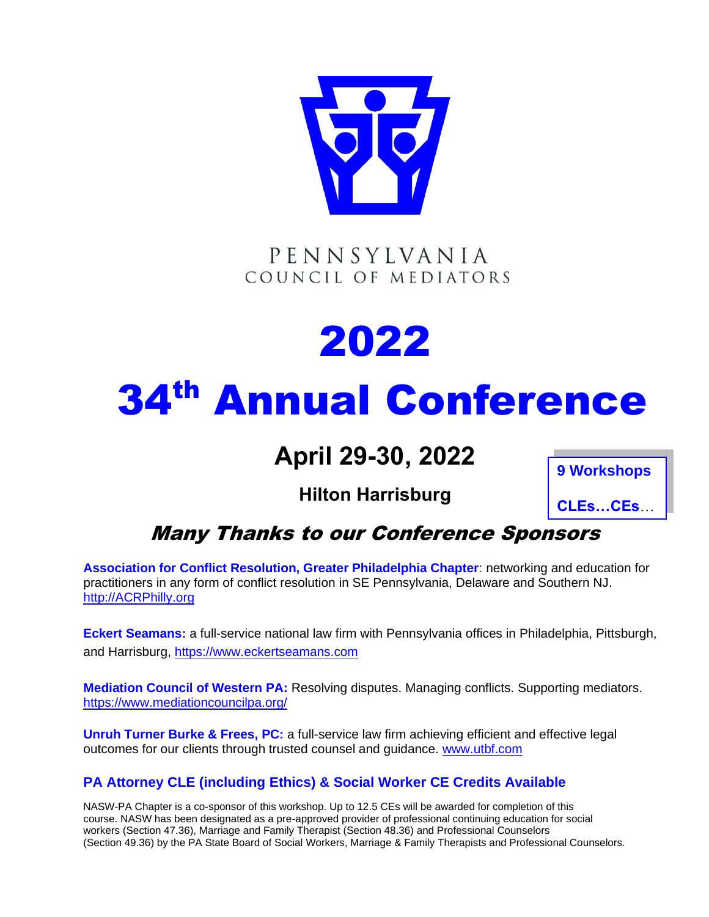PENNSYLVANIA
COUNCIL OF MEDIATORS

# 2022

# 34th Annual Conference

## April 29-30, 2022

**Hilton Harrisburg**

**9 Workshops**

**CLEs…CEs…**

## *Many Thanks to our Conference Sponsors*

**Association for Conflict Resolution, Greater Philadelphia Chapter**: networking and education for practitioners in any form of conflict resolution in SE Pennsylvania, Delaware and Southern NJ. http://ACRPhilly.org

**Eckert Seamans:** a full-service national law firm with Pennsylvania offices in Philadelphia, Pittsburgh, and Harrisburg, https://www.eckertseamans.com

**Mediation Council of Western PA:** Resolving disputes. Managing conflicts. Supporting mediators. https://www.mediationcouncilpa.org/

**Unruh Turner Burke & Frees, PC:** a full-service law firm achieving efficient and effective legal outcomes for our clients through trusted counsel and guidance. www.utbf.com

### PA Attorney CLE (including Ethics) & Social Worker CE Credits Available

NASW-PA Chapter is a co-sponsor of this workshop. Up to 12.5 CEs will be awarded for completion of this course. NASW has been designated as a pre-approved provider of professional continuing education for social workers (Section 47.36), Marriage and Family Therapist (Section 48.36) and Professional Counselors (Section 49.36) by the PA State Board of Social Workers, Marriage & Family Therapists and Professional Counselors.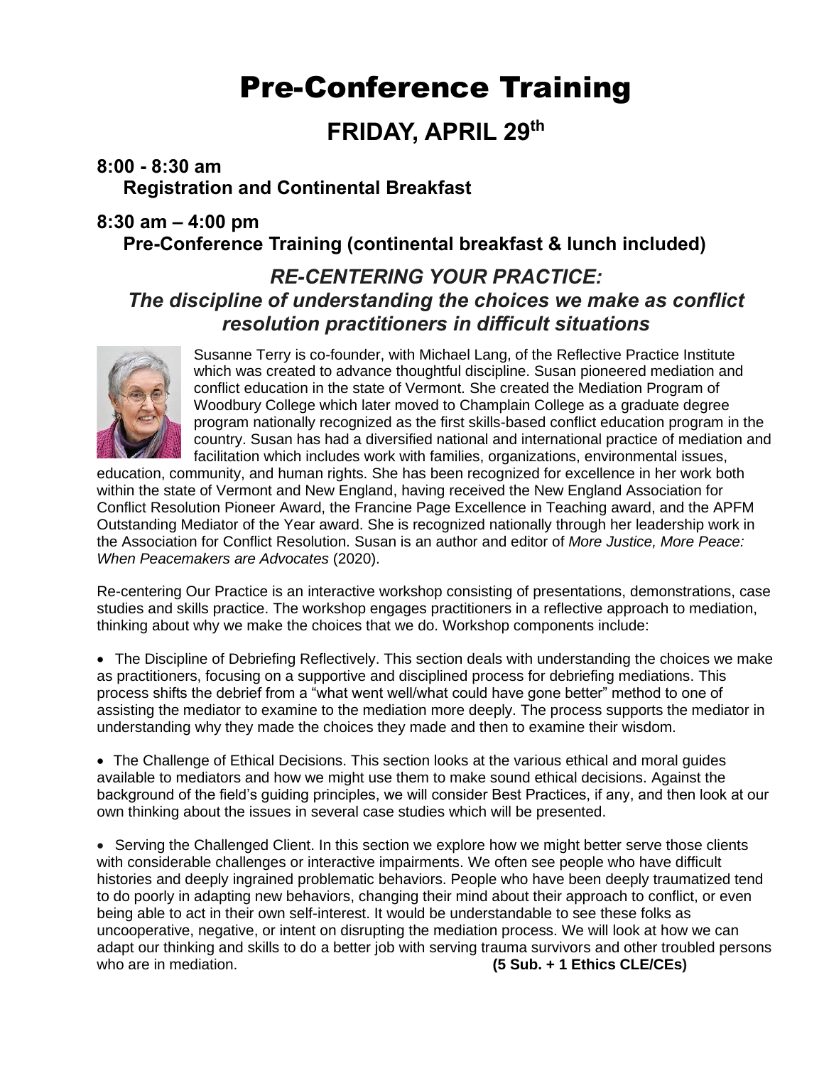# Pre-Conference Training

## FRIDAY, APRIL 29th

**8:00 - 8:30 am**
**Registration and Continental Breakfast**

**8:30 am – 4:00 pm**
**Pre-Conference Training (continental breakfast & lunch included)**

### *RE-CENTERING YOUR PRACTICE:*
### *The discipline of understanding the choices we make as conflict resolution practitioners in difficult situations*

Susanne Terry is co-founder, with Michael Lang, of the Reflective Practice Institute which was created to advance thoughtful discipline. Susan pioneered mediation and conflict education in the state of Vermont. She created the Mediation Program of Woodbury College which later moved to Champlain College as a graduate degree program nationally recognized as the first skills-based conflict education program in the country. Susan has had a diversified national and international practice of mediation and facilitation which includes work with families, organizations, environmental issues, education, community, and human rights. She has been recognized for excellence in her work both within the state of Vermont and New England, having received the New England Association for Conflict Resolution Pioneer Award, the Francine Page Excellence in Teaching award, and the APFM Outstanding Mediator of the Year award. She is recognized nationally through her leadership work in the Association for Conflict Resolution. Susan is an author and editor of *More Justice, More Peace: When Peacemakers are Advocates* (2020).

Re-centering Our Practice is an interactive workshop consisting of presentations, demonstrations, case studies and skills practice. The workshop engages practitioners in a reflective approach to mediation, thinking about why we make the choices that we do. Workshop components include:

- The Discipline of Debriefing Reflectively. This section deals with understanding the choices we make as practitioners, focusing on a supportive and disciplined process for debriefing mediations. This process shifts the debrief from a "what went well/what could have gone better" method to one of assisting the mediator to examine to the mediation more deeply. The process supports the mediator in understanding why they made the choices they made and then to examine their wisdom.

- The Challenge of Ethical Decisions. This section looks at the various ethical and moral guides available to mediators and how we might use them to make sound ethical decisions. Against the background of the field's guiding principles, we will consider Best Practices, if any, and then look at our own thinking about the issues in several case studies which will be presented.

- Serving the Challenged Client. In this section we explore how we might better serve those clients with considerable challenges or interactive impairments. We often see people who have difficult histories and deeply ingrained problematic behaviors. People who have been deeply traumatized tend to do poorly in adapting new behaviors, changing their mind about their approach to conflict, or even being able to act in their own self-interest. It would be understandable to see these folks as uncooperative, negative, or intent on disrupting the mediation process. We will look at how we can adapt our thinking and skills to do a better job with serving trauma survivors and other troubled persons who are in mediation. **(5 Sub. + 1 Ethics CLE/CEs)**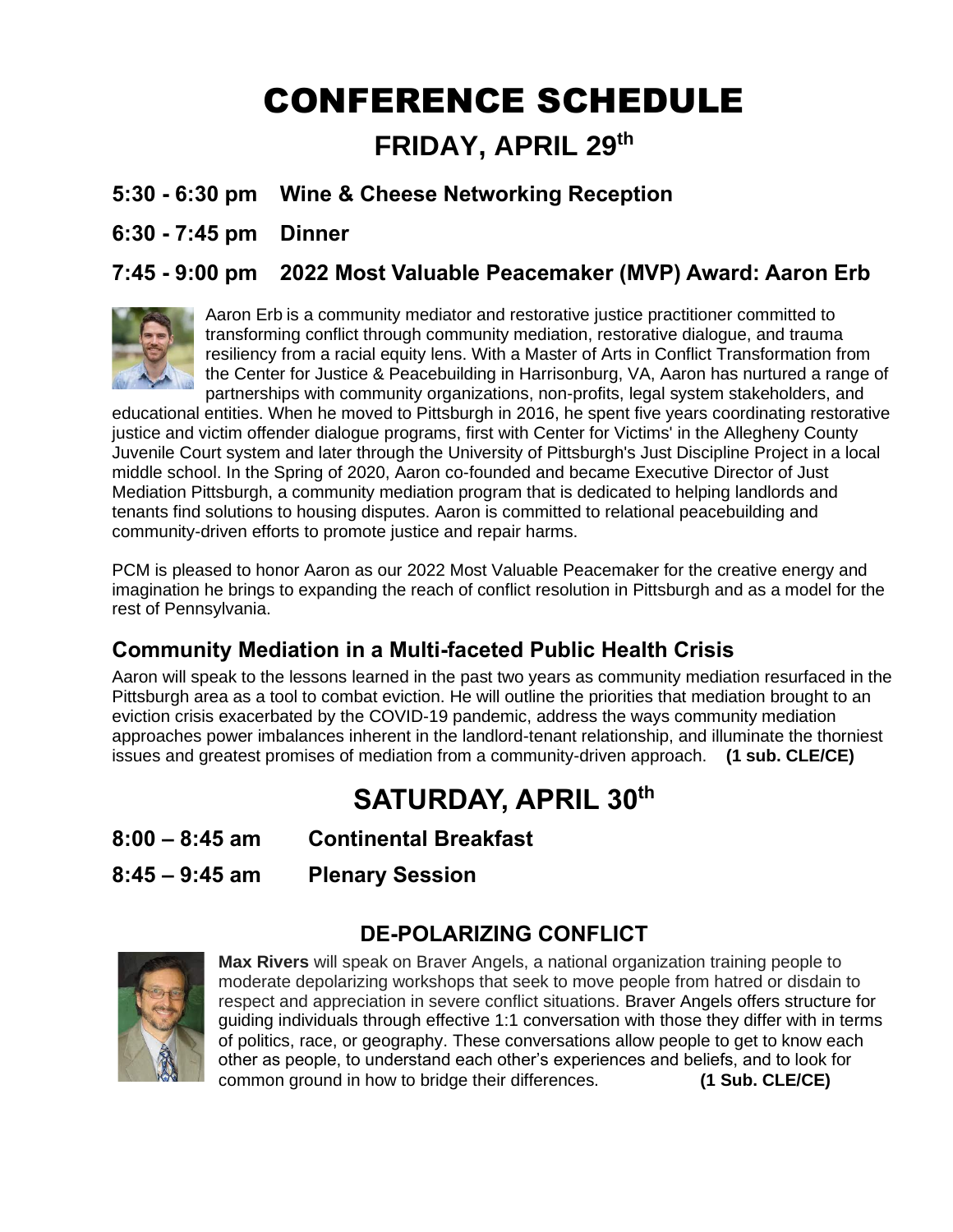# CONFERENCE SCHEDULE

## FRIDAY, APRIL 29th

**5:30 - 6:30 pm Wine & Cheese Networking Reception**

**6:30 - 7:45 pm Dinner**

**7:45 - 9:00 pm 2022 Most Valuable Peacemaker (MVP) Award: Aaron Erb**

Aaron Erb is a community mediator and restorative justice practitioner committed to transforming conflict through community mediation, restorative dialogue, and trauma resiliency from a racial equity lens. With a Master of Arts in Conflict Transformation from the Center for Justice & Peacebuilding in Harrisonburg, VA, Aaron has nurtured a range of partnerships with community organizations, non-profits, legal system stakeholders, and educational entities. When he moved to Pittsburgh in 2016, he spent five years coordinating restorative justice and victim offender dialogue programs, first with Center for Victims' in the Allegheny County Juvenile Court system and later through the University of Pittsburgh's Just Discipline Project in a local middle school. In the Spring of 2020, Aaron co-founded and became Executive Director of Just Mediation Pittsburgh, a community mediation program that is dedicated to helping landlords and tenants find solutions to housing disputes. Aaron is committed to relational peacebuilding and community-driven efforts to promote justice and repair harms.

PCM is pleased to honor Aaron as our 2022 Most Valuable Peacemaker for the creative energy and imagination he brings to expanding the reach of conflict resolution in Pittsburgh and as a model for the rest of Pennsylvania.

### Community Mediation in a Multi-faceted Public Health Crisis

Aaron will speak to the lessons learned in the past two years as community mediation resurfaced in the Pittsburgh area as a tool to combat eviction. He will outline the priorities that mediation brought to an eviction crisis exacerbated by the COVID-19 pandemic, address the ways community mediation approaches power imbalances inherent in the landlord-tenant relationship, and illuminate the thorniest issues and greatest promises of mediation from a community-driven approach. **(1 sub. CLE/CE)**

## SATURDAY, APRIL 30th

**8:00 – 8:45 am Continental Breakfast**

**8:45 – 9:45 am Plenary Session**

### DE-POLARIZING CONFLICT

**Max Rivers** will speak on Braver Angels, a national organization training people to moderate depolarizing workshops that seek to move people from hatred or disdain to respect and appreciation in severe conflict situations. Braver Angels offers structure for guiding individuals through effective 1:1 conversation with those they differ with in terms of politics, race, or geography. These conversations allow people to get to know each other as people, to understand each other's experiences and beliefs, and to look for common ground in how to bridge their differences. **(1 Sub. CLE/CE)**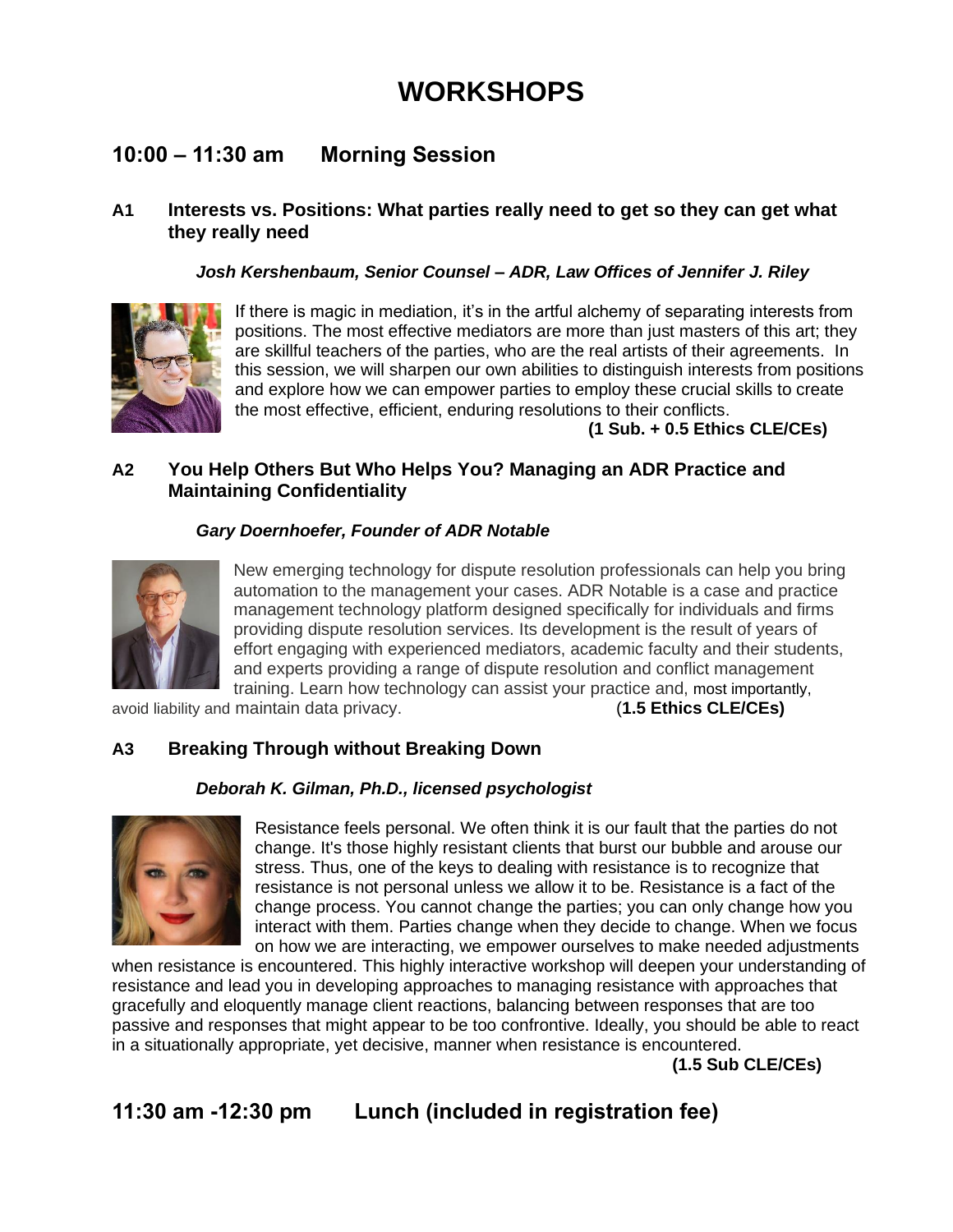# WORKSHOPS

## 10:00 – 11:30 am Morning Session

### A1 Interests vs. Positions: What parties really need to get so they can get what they really need

***Josh Kershenbaum, Senior Counsel – ADR, Law Offices of Jennifer J. Riley***

If there is magic in mediation, it's in the artful alchemy of separating interests from positions. The most effective mediators are more than just masters of this art; they are skillful teachers of the parties, who are the real artists of their agreements. In this session, we will sharpen our own abilities to distinguish interests from positions and explore how we can empower parties to employ these crucial skills to create the most effective, efficient, enduring resolutions to their conflicts.

**(1 Sub. + 0.5 Ethics CLE/CEs)**

### A2 You Help Others But Who Helps You? Managing an ADR Practice and Maintaining Confidentiality

***Gary Doernhoefer, Founder of ADR Notable***

New emerging technology for dispute resolution professionals can help you bring automation to the management your cases. ADR Notable is a case and practice management technology platform designed specifically for individuals and firms providing dispute resolution services. Its development is the result of years of effort engaging with experienced mediators, academic faculty and their students, and experts providing a range of dispute resolution and conflict management training. Learn how technology can assist your practice and, most importantly, avoid liability and maintain data privacy. (**1.5 Ethics CLE/CEs)**

### A3 Breaking Through without Breaking Down

***Deborah K. Gilman, Ph.D., licensed psychologist***

Resistance feels personal. We often think it is our fault that the parties do not change. It's those highly resistant clients that burst our bubble and arouse our stress. Thus, one of the keys to dealing with resistance is to recognize that resistance is not personal unless we allow it to be. Resistance is a fact of the change process. You cannot change the parties; you can only change how you interact with them. Parties change when they decide to change. When we focus on how we are interacting, we empower ourselves to make needed adjustments when resistance is encountered. This highly interactive workshop will deepen your understanding of resistance and lead you in developing approaches to managing resistance with approaches that gracefully and eloquently manage client reactions, balancing between responses that are too passive and responses that might appear to be too confrontive. Ideally, you should be able to react in a situationally appropriate, yet decisive, manner when resistance is encountered.

**(1.5 Sub CLE/CEs)**

## 11:30 am -12:30 pm Lunch (included in registration fee)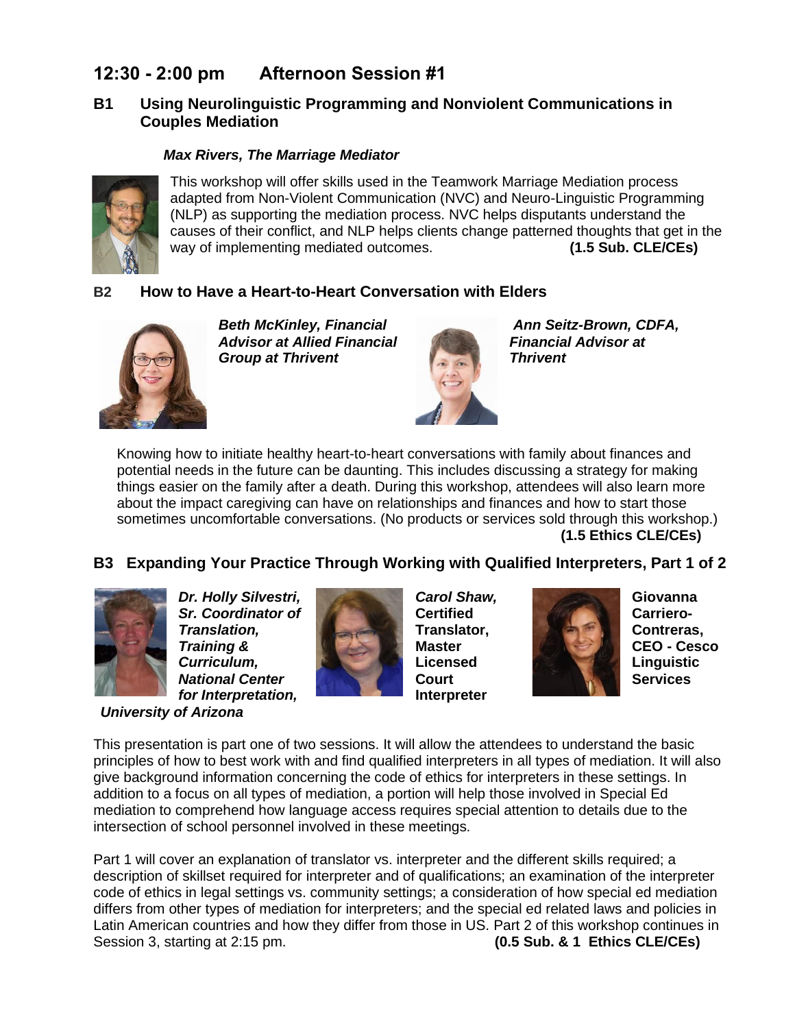## 12:30 - 2:00 pm Afternoon Session #1

### B1 Using Neurolinguistic Programming and Nonviolent Communications in Couples Mediation

***Max Rivers, The Marriage Mediator***

This workshop will offer skills used in the Teamwork Marriage Mediation process adapted from Non-Violent Communication (NVC) and Neuro-Linguistic Programming (NLP) as supporting the mediation process. NVC helps disputants understand the causes of their conflict, and NLP helps clients change patterned thoughts that get in the way of implementing mediated outcomes. **(1.5 Sub. CLE/CEs)**

### B2 How to Have a Heart-to-Heart Conversation with Elders

***Beth McKinley, Financial Advisor at Allied Financial Group at Thrivent***

***Ann Seitz-Brown, CDFA, Financial Advisor at Thrivent***

Knowing how to initiate healthy heart-to-heart conversations with family about finances and potential needs in the future can be daunting. This includes discussing a strategy for making things easier on the family after a death. During this workshop, attendees will also learn more about the impact caregiving can have on relationships and finances and how to start those sometimes uncomfortable conversations. (No products or services sold through this workshop.) **(1.5 Ethics CLE/CEs)**

### B3 Expanding Your Practice Through Working with Qualified Interpreters, Part 1 of 2

***Dr. Holly Silvestri, Sr. Coordinator of Translation, Training & Curriculum, National Center for Interpretation, University of Arizona***

**Carol Shaw, Certified Translator, Master Licensed Court Interpreter**

**Giovanna Carriero-Contreras, CEO - Cesco Linguistic Services**

This presentation is part one of two sessions. It will allow the attendees to understand the basic principles of how to best work with and find qualified interpreters in all types of mediation. It will also give background information concerning the code of ethics for interpreters in these settings. In addition to a focus on all types of mediation, a portion will help those involved in Special Ed mediation to comprehend how language access requires special attention to details due to the intersection of school personnel involved in these meetings.

Part 1 will cover an explanation of translator vs. interpreter and the different skills required; a description of skillset required for interpreter and of qualifications; an examination of the interpreter code of ethics in legal settings vs. community settings; a consideration of how special ed mediation differs from other types of mediation for interpreters; and the special ed related laws and policies in Latin American countries and how they differ from those in US. Part 2 of this workshop continues in Session 3, starting at 2:15 pm. **(0.5 Sub. & 1 Ethics CLE/CEs)**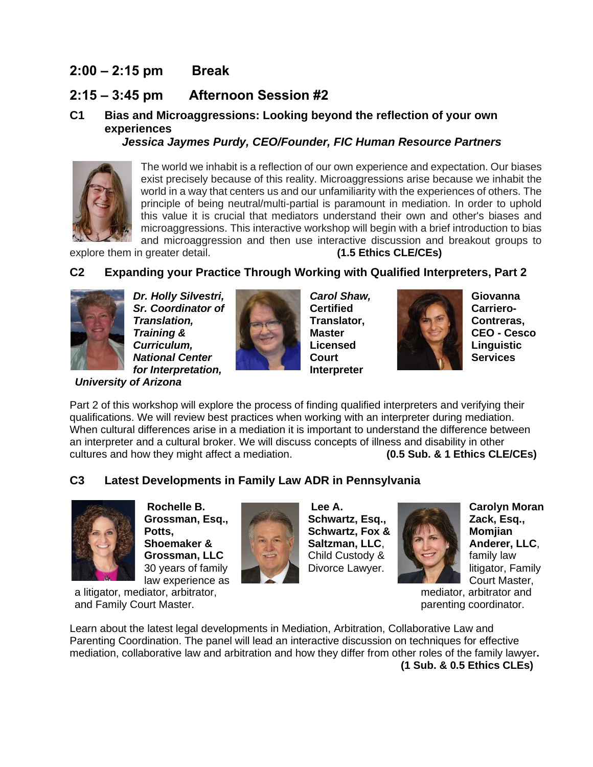## 2:00 – 2:15 pm Break

## 2:15 – 3:45 pm Afternoon Session #2

### C1 Bias and Microaggressions: Looking beyond the reflection of your own experiences

***Jessica Jaymes Purdy, CEO/Founder, FIC Human Resource Partners***

The world we inhabit is a reflection of our own experience and expectation. Our biases exist precisely because of this reality. Microaggressions arise because we inhabit the world in a way that centers us and our unfamiliarity with the experiences of others. The principle of being neutral/multi-partial is paramount in mediation. In order to uphold this value it is crucial that mediators understand their own and other's biases and microaggressions. This interactive workshop will begin with a brief introduction to bias and microaggression and then use interactive discussion and breakout groups to explore them in greater detail. **(1.5 Ethics CLE/CEs)**

### C2 Expanding your Practice Through Working with Qualified Interpreters, Part 2

***Dr. Holly Silvestri, Sr. Coordinator of Translation, Training & Curriculum, National Center for Interpretation, University of Arizona***

***Carol Shaw,*** **Certified Translator, Master Licensed Court Interpreter**

**Giovanna Carriero-Contreras, CEO - Cesco Linguistic Services**

Part 2 of this workshop will explore the process of finding qualified interpreters and verifying their qualifications. We will review best practices when working with an interpreter during mediation. When cultural differences arise in a mediation it is important to understand the difference between an interpreter and a cultural broker. We will discuss concepts of illness and disability in other cultures and how they might affect a mediation. **(0.5 Sub. & 1 Ethics CLE/CEs)**

### C3 Latest Developments in Family Law ADR in Pennsylvania

**Rochelle B. Grossman, Esq., Potts, Shoemaker & Grossman, LLC** 30 years of family law experience as a litigator, mediator, arbitrator, and Family Court Master.

**Lee A. Schwartz, Esq., Schwartz, Fox & Saltzman, LLC**, Child Custody & Divorce Lawyer.

**Carolyn Moran Zack, Esq., Momjian Anderer, LLC**, family law litigator, Family Court Master, mediator, arbitrator and parenting coordinator.

Learn about the latest legal developments in Mediation, Arbitration, Collaborative Law and Parenting Coordination. The panel will lead an interactive discussion on techniques for effective mediation, collaborative law and arbitration and how they differ from other roles of the family lawyer**.** **(1 Sub. & 0.5 Ethics CLEs)**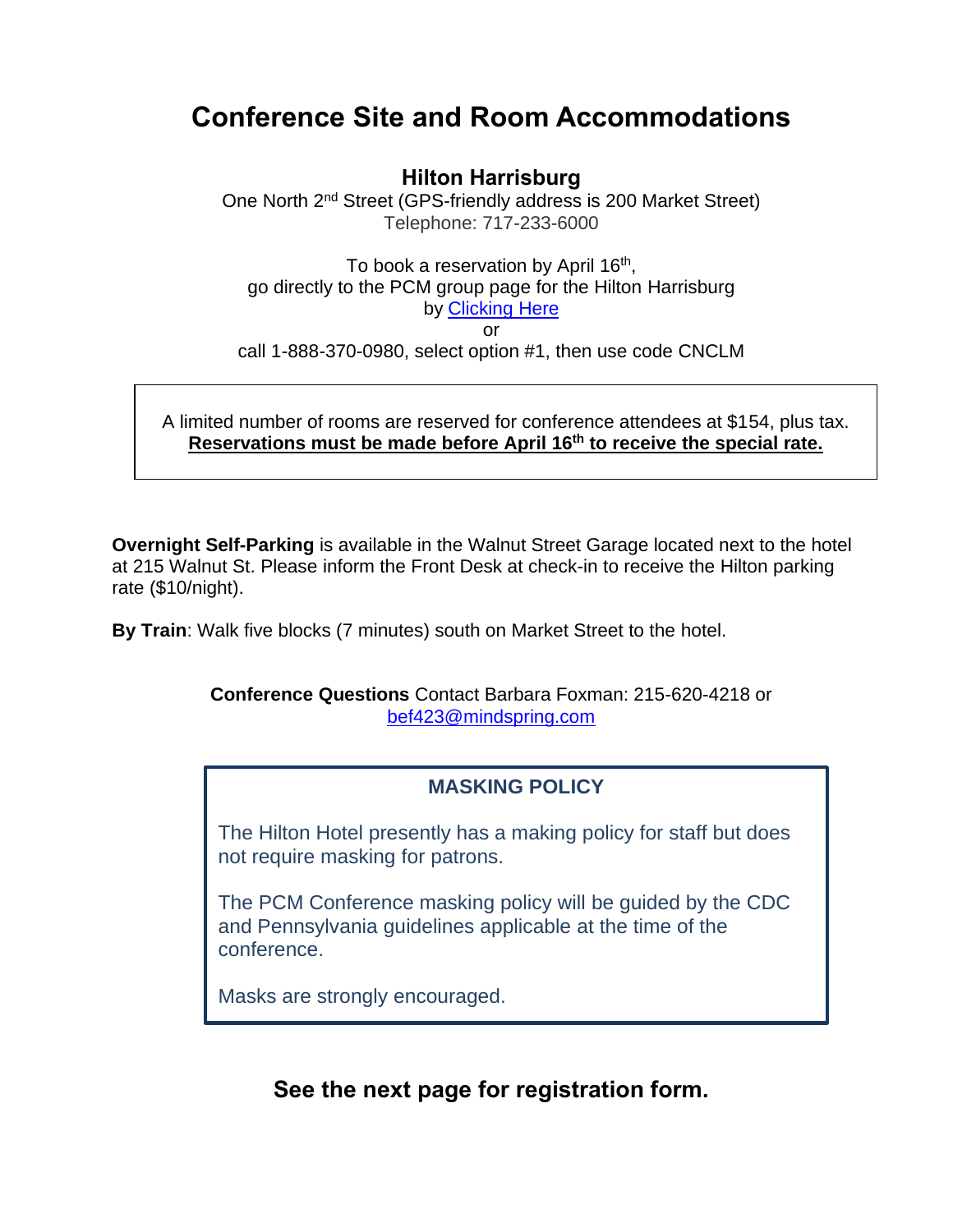# Conference Site and Room Accommodations

**Hilton Harrisburg**

One North 2nd Street (GPS-friendly address is 200 Market Street)

Telephone: 717-233-6000

To book a reservation by April 16th,
go directly to the PCM group page for the Hilton Harrisburg
by [Clicking Here]
or
call 1-888-370-0980, select option #1, then use code CNCLM

A limited number of rooms are reserved for conference attendees at $154, plus tax.
**Reservations must be made before April 16th to receive the special rate.**

**Overnight Self-Parking** is available in the Walnut Street Garage located next to the hotel at 215 Walnut St. Please inform the Front Desk at check-in to receive the Hilton parking rate ($10/night).

**By Train**: Walk five blocks (7 minutes) south on Market Street to the hotel.

**Conference Questions** Contact Barbara Foxman: 215-620-4218 or bef423@mindspring.com

**MASKING POLICY**

The Hilton Hotel presently has a making policy for staff but does not require masking for patrons.

The PCM Conference masking policy will be guided by the CDC and Pennsylvania guidelines applicable at the time of the conference.

Masks are strongly encouraged.

**See the next page for registration form.**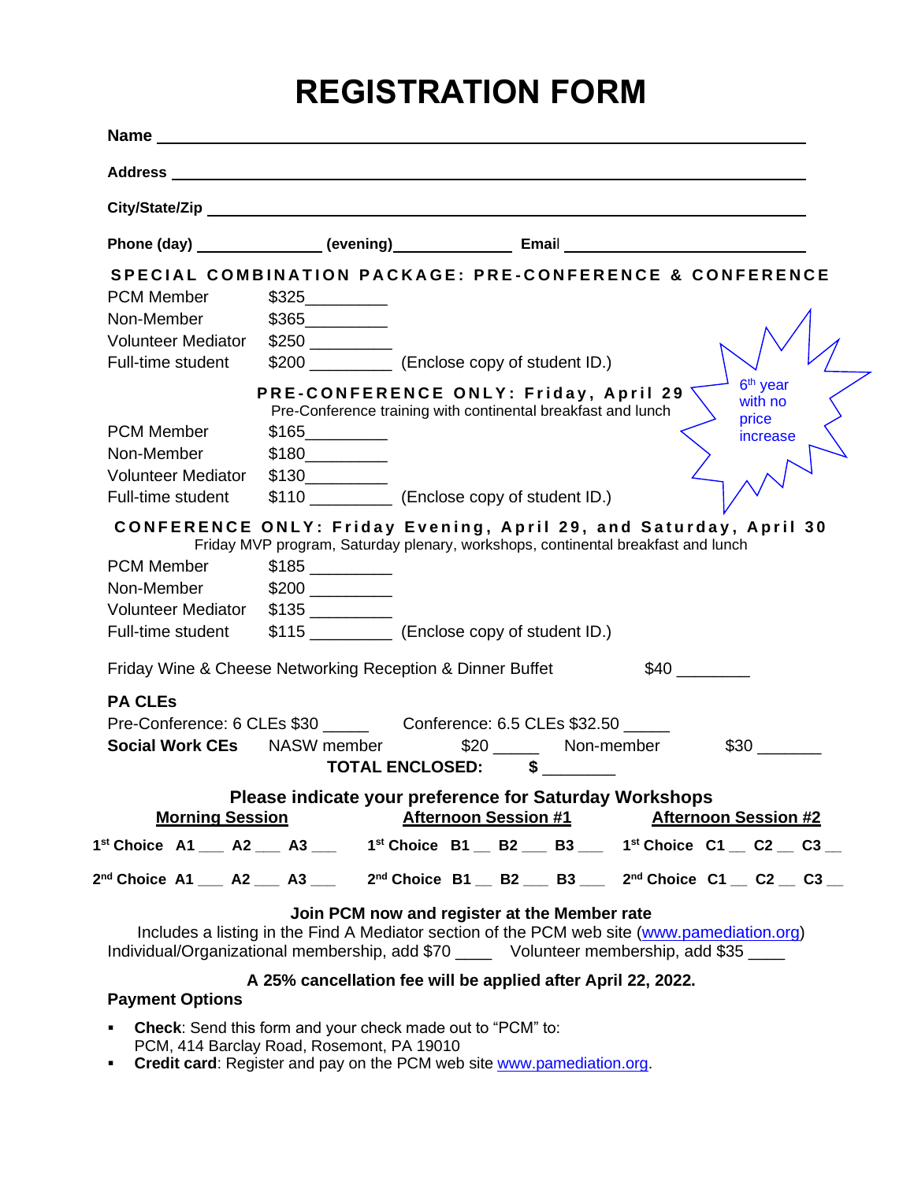# REGISTRATION FORM

**Name** ______________________________________________________________

**Address** ____________________________________________________________

**City/State/Zip** ______________________________________________________

**Phone (day)** _______________ **(evening)**_______________ **Email** _______________________

## SPECIAL COMBINATION PACKAGE: PRE-CONFERENCE & CONFERENCE

| | | |
|---|---|---|
| PCM Member | $325_________ | |
| Non-Member | $365_________ | |
| Volunteer Mediator | $250 _________ | |
| Full-time student | $200 _________ | (Enclose copy of student ID.) |

6th year with no price increase

## PRE-CONFERENCE ONLY: Friday, April 29

Pre-Conference training with continental breakfast and lunch

| | | |
|---|---|---|
| PCM Member | $165_________ | |
| Non-Member | $180_________ | |
| Volunteer Mediator | $130_________ | |
| Full-time student | $110 _________ | (Enclose copy of student ID.) |

## CONFERENCE ONLY: Friday Evening, April 29, and Saturday, April 30

Friday MVP program, Saturday plenary, workshops, continental breakfast and lunch

| | | |
|---|---|---|
| PCM Member | $185 _________ | |
| Non-Member | $200 _________ | |
| Volunteer Mediator | $135 _________ | |
| Full-time student | $115 _________ | (Enclose copy of student ID.) |

Friday Wine & Cheese Networking Reception & Dinner Buffet $40 ________

**PA CLEs**

Pre-Conference: 6 CLEs $30 _____ Conference: 6.5 CLEs $32.50 _____

**Social Work CEs** NASW member $20 _____ Non-member $30 _______

**TOTAL ENCLOSED: $ ________**

### Please indicate your preference for Saturday Workshops

| **Morning Session** | **Afternoon Session #1** | **Afternoon Session #2** |
|---|---|---|
| **1st Choice A1** ___ **A2** ___ **A3** ___ | **1st Choice B1** __ **B2** ___ **B3** ___ | **1st Choice C1** __ **C2** __ **C3** __ |
| **2nd Choice A1** ___ **A2** ___ **A3** ___ | **2nd Choice B1** __ **B2** ___ **B3** ___ | **2nd Choice C1** __ **C2** __ **C3** __ |

**Join PCM now and register at the Member rate**

Includes a listing in the Find A Mediator section of the PCM web site (www.pamediation.org)

Individual/Organizational membership, add $70 ____ Volunteer membership, add $35 ____

**A 25% cancellation fee will be applied after April 22, 2022.**

**Payment Options**

- **Check**: Send this form and your check made out to "PCM" to:
  PCM, 414 Barclay Road, Rosemont, PA 19010
- **Credit card**: Register and pay on the PCM web site www.pamediation.org.